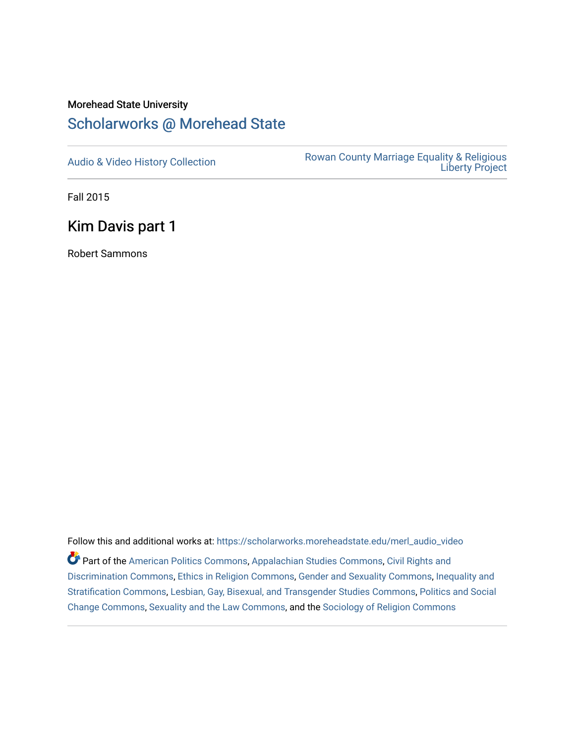Morehead State University

# Scholarworks @ Morehead State

Audio & Video History Collection

Rowan County Marriage Equality & Religious Liberty Project

Fall 2015

## Kim Davis part 1

Robert Sammons

Follow this and additional works at: https://scholarworks.moreheadstate.edu/merl_audio_video

Part of the American Politics Commons, Appalachian Studies Commons, Civil Rights and Discrimination Commons, Ethics in Religion Commons, Gender and Sexuality Commons, Inequality and Stratification Commons, Lesbian, Gay, Bisexual, and Transgender Studies Commons, Politics and Social Change Commons, Sexuality and the Law Commons, and the Sociology of Religion Commons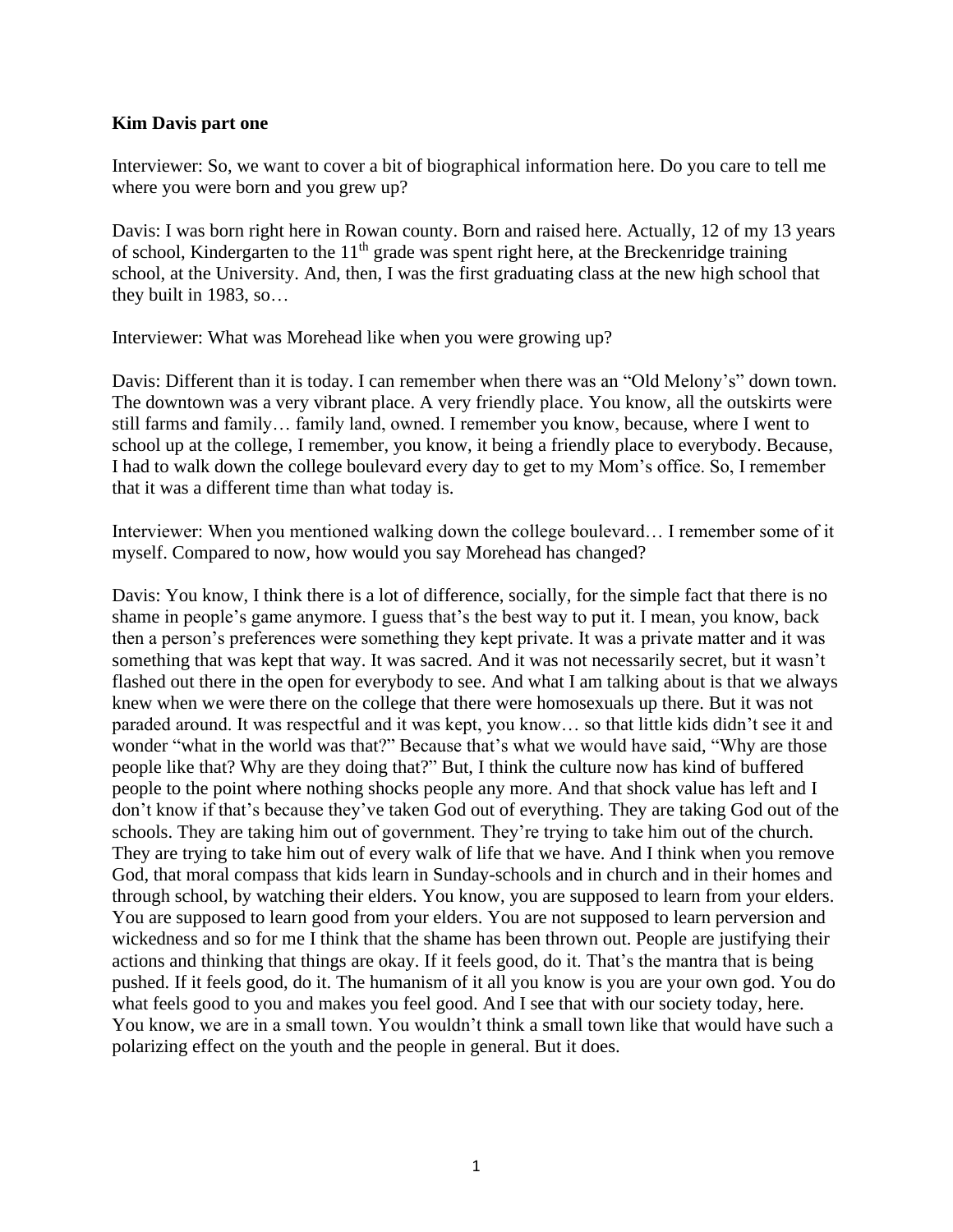**Kim Davis part one**

Interviewer: So, we want to cover a bit of biographical information here. Do you care to tell me where you were born and you grew up?

Davis: I was born right here in Rowan county. Born and raised here. Actually, 12 of my 13 years of school, Kindergarten to the 11th grade was spent right here, at the Breckenridge training school, at the University. And, then, I was the first graduating class at the new high school that they built in 1983, so…

Interviewer: What was Morehead like when you were growing up?

Davis: Different than it is today. I can remember when there was an "Old Melony's" down town. The downtown was a very vibrant place. A very friendly place. You know, all the outskirts were still farms and family… family land, owned. I remember you know, because, where I went to school up at the college, I remember, you know, it being a friendly place to everybody. Because, I had to walk down the college boulevard every day to get to my Mom's office. So, I remember that it was a different time than what today is.

Interviewer: When you mentioned walking down the college boulevard… I remember some of it myself. Compared to now, how would you say Morehead has changed?

Davis: You know, I think there is a lot of difference, socially, for the simple fact that there is no shame in people's game anymore. I guess that's the best way to put it. I mean, you know, back then a person's preferences were something they kept private. It was a private matter and it was something that was kept that way. It was sacred. And it was not necessarily secret, but it wasn't flashed out there in the open for everybody to see. And what I am talking about is that we always knew when we were there on the college that there were homosexuals up there. But it was not paraded around. It was respectful and it was kept, you know… so that little kids didn't see it and wonder "what in the world was that?" Because that's what we would have said, "Why are those people like that? Why are they doing that?" But, I think the culture now has kind of buffered people to the point where nothing shocks people any more. And that shock value has left and I don't know if that's because they've taken God out of everything. They are taking God out of the schools. They are taking him out of government. They're trying to take him out of the church. They are trying to take him out of every walk of life that we have. And I think when you remove God, that moral compass that kids learn in Sunday-schools and in church and in their homes and through school, by watching their elders. You know, you are supposed to learn from your elders. You are supposed to learn good from your elders. You are not supposed to learn perversion and wickedness and so for me I think that the shame has been thrown out. People are justifying their actions and thinking that things are okay. If it feels good, do it. That's the mantra that is being pushed. If it feels good, do it. The humanism of it all you know is you are your own god. You do what feels good to you and makes you feel good. And I see that with our society today, here. You know, we are in a small town. You wouldn't think a small town like that would have such a polarizing effect on the youth and the people in general. But it does.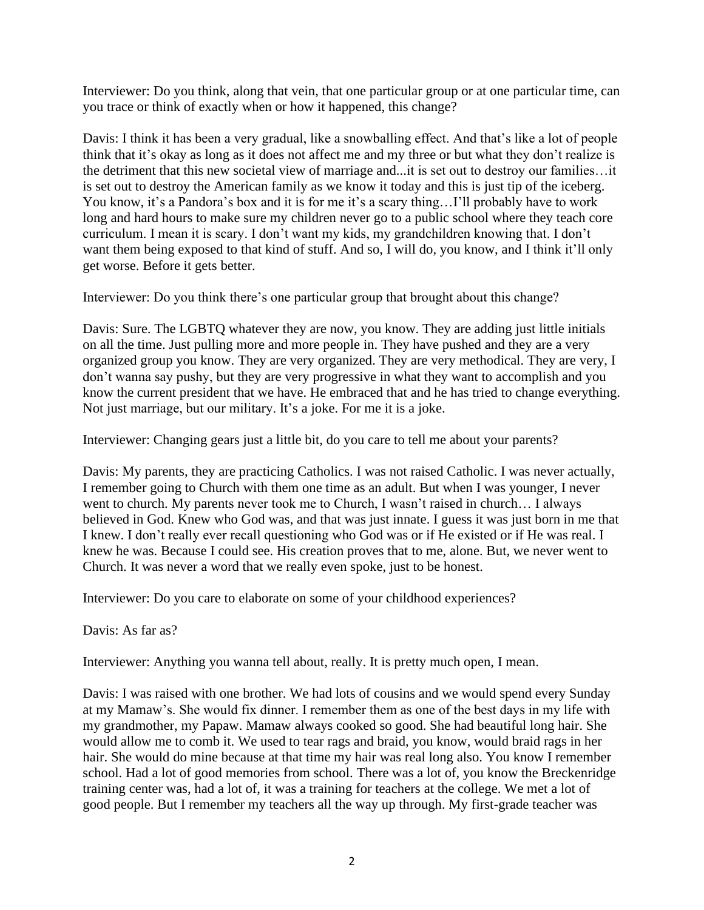Interviewer: Do you think, along that vein, that one particular group or at one particular time, can you trace or think of exactly when or how it happened, this change?

Davis: I think it has been a very gradual, like a snowballing effect. And that's like a lot of people think that it's okay as long as it does not affect me and my three or but what they don't realize is the detriment that this new societal view of marriage and...it is set out to destroy our families…it is set out to destroy the American family as we know it today and this is just tip of the iceberg. You know, it's a Pandora's box and it is for me it's a scary thing…I'll probably have to work long and hard hours to make sure my children never go to a public school where they teach core curriculum. I mean it is scary. I don't want my kids, my grandchildren knowing that. I don't want them being exposed to that kind of stuff. And so, I will do, you know, and I think it'll only get worse. Before it gets better.

Interviewer: Do you think there's one particular group that brought about this change?

Davis: Sure. The LGBTQ whatever they are now, you know. They are adding just little initials on all the time. Just pulling more and more people in. They have pushed and they are a very organized group you know. They are very organized. They are very methodical. They are very, I don't wanna say pushy, but they are very progressive in what they want to accomplish and you know the current president that we have. He embraced that and he has tried to change everything. Not just marriage, but our military. It's a joke. For me it is a joke.

Interviewer: Changing gears just a little bit, do you care to tell me about your parents?

Davis: My parents, they are practicing Catholics. I was not raised Catholic. I was never actually, I remember going to Church with them one time as an adult. But when I was younger, I never went to church. My parents never took me to Church, I wasn't raised in church… I always believed in God. Knew who God was, and that was just innate. I guess it was just born in me that I knew. I don't really ever recall questioning who God was or if He existed or if He was real. I knew he was. Because I could see. His creation proves that to me, alone. But, we never went to Church. It was never a word that we really even spoke, just to be honest.

Interviewer: Do you care to elaborate on some of your childhood experiences?

Davis: As far as?

Interviewer: Anything you wanna tell about, really. It is pretty much open, I mean.

Davis: I was raised with one brother. We had lots of cousins and we would spend every Sunday at my Mamaw's. She would fix dinner. I remember them as one of the best days in my life with my grandmother, my Papaw. Mamaw always cooked so good. She had beautiful long hair. She would allow me to comb it. We used to tear rags and braid, you know, would braid rags in her hair. She would do mine because at that time my hair was real long also. You know I remember school. Had a lot of good memories from school. There was a lot of, you know the Breckenridge training center was, had a lot of, it was a training for teachers at the college. We met a lot of good people. But I remember my teachers all the way up through. My first-grade teacher was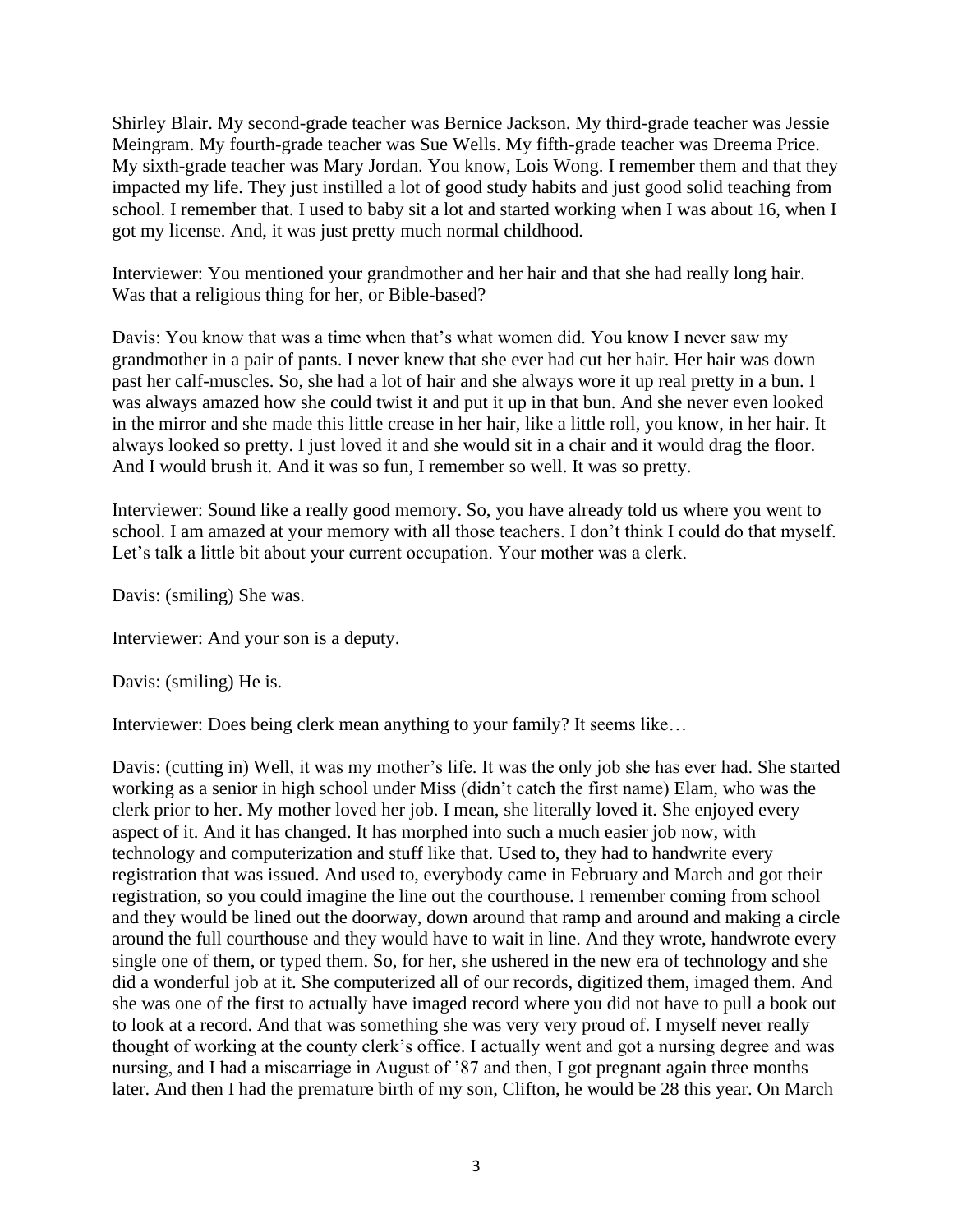Shirley Blair. My second-grade teacher was Bernice Jackson. My third-grade teacher was Jessie Meingram. My fourth-grade teacher was Sue Wells. My fifth-grade teacher was Dreema Price. My sixth-grade teacher was Mary Jordan. You know, Lois Wong. I remember them and that they impacted my life. They just instilled a lot of good study habits and just good solid teaching from school. I remember that. I used to baby sit a lot and started working when I was about 16, when I got my license. And, it was just pretty much normal childhood.

Interviewer: You mentioned your grandmother and her hair and that she had really long hair. Was that a religious thing for her, or Bible-based?

Davis: You know that was a time when that's what women did. You know I never saw my grandmother in a pair of pants. I never knew that she ever had cut her hair. Her hair was down past her calf-muscles. So, she had a lot of hair and she always wore it up real pretty in a bun. I was always amazed how she could twist it and put it up in that bun. And she never even looked in the mirror and she made this little crease in her hair, like a little roll, you know, in her hair. It always looked so pretty. I just loved it and she would sit in a chair and it would drag the floor. And I would brush it. And it was so fun, I remember so well. It was so pretty.

Interviewer: Sound like a really good memory. So, you have already told us where you went to school. I am amazed at your memory with all those teachers. I don't think I could do that myself. Let's talk a little bit about your current occupation. Your mother was a clerk.

Davis: (smiling) She was.

Interviewer: And your son is a deputy.

Davis: (smiling) He is.

Interviewer: Does being clerk mean anything to your family? It seems like…

Davis: (cutting in) Well, it was my mother's life. It was the only job she has ever had. She started working as a senior in high school under Miss (didn't catch the first name) Elam, who was the clerk prior to her. My mother loved her job. I mean, she literally loved it. She enjoyed every aspect of it. And it has changed. It has morphed into such a much easier job now, with technology and computerization and stuff like that. Used to, they had to handwrite every registration that was issued. And used to, everybody came in February and March and got their registration, so you could imagine the line out the courthouse. I remember coming from school and they would be lined out the doorway, down around that ramp and around and making a circle around the full courthouse and they would have to wait in line. And they wrote, handwrote every single one of them, or typed them. So, for her, she ushered in the new era of technology and she did a wonderful job at it. She computerized all of our records, digitized them, imaged them. And she was one of the first to actually have imaged record where you did not have to pull a book out to look at a record. And that was something she was very very proud of. I myself never really thought of working at the county clerk's office. I actually went and got a nursing degree and was nursing, and I had a miscarriage in August of '87 and then, I got pregnant again three months later. And then I had the premature birth of my son, Clifton, he would be 28 this year. On March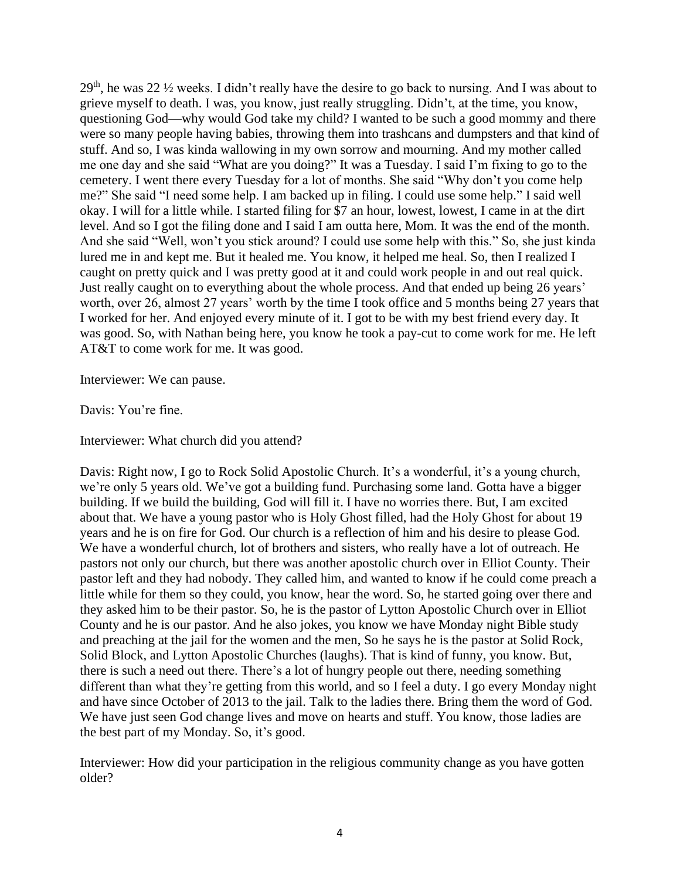29th, he was 22 ½ weeks. I didn't really have the desire to go back to nursing. And I was about to grieve myself to death. I was, you know, just really struggling. Didn't, at the time, you know, questioning God—why would God take my child? I wanted to be such a good mommy and there were so many people having babies, throwing them into trashcans and dumpsters and that kind of stuff. And so, I was kinda wallowing in my own sorrow and mourning. And my mother called me one day and she said "What are you doing?" It was a Tuesday. I said I'm fixing to go to the cemetery. I went there every Tuesday for a lot of months. She said "Why don't you come help me?" She said "I need some help. I am backed up in filing. I could use some help." I said well okay. I will for a little while. I started filing for $7 an hour, lowest, lowest, I came in at the dirt level. And so I got the filing done and I said I am outta here, Mom. It was the end of the month. And she said "Well, won't you stick around? I could use some help with this." So, she just kinda lured me in and kept me. But it healed me. You know, it helped me heal. So, then I realized I caught on pretty quick and I was pretty good at it and could work people in and out real quick. Just really caught on to everything about the whole process. And that ended up being 26 years' worth, over 26, almost 27 years' worth by the time I took office and 5 months being 27 years that I worked for her. And enjoyed every minute of it. I got to be with my best friend every day. It was good. So, with Nathan being here, you know he took a pay-cut to come work for me. He left AT&T to come work for me. It was good.

Interviewer: We can pause.

Davis: You're fine.

Interviewer: What church did you attend?

Davis: Right now, I go to Rock Solid Apostolic Church. It's a wonderful, it's a young church, we're only 5 years old. We've got a building fund. Purchasing some land. Gotta have a bigger building. If we build the building, God will fill it. I have no worries there. But, I am excited about that. We have a young pastor who is Holy Ghost filled, had the Holy Ghost for about 19 years and he is on fire for God. Our church is a reflection of him and his desire to please God. We have a wonderful church, lot of brothers and sisters, who really have a lot of outreach. He pastors not only our church, but there was another apostolic church over in Elliot County. Their pastor left and they had nobody. They called him, and wanted to know if he could come preach a little while for them so they could, you know, hear the word. So, he started going over there and they asked him to be their pastor. So, he is the pastor of Lytton Apostolic Church over in Elliot County and he is our pastor. And he also jokes, you know we have Monday night Bible study and preaching at the jail for the women and the men, So he says he is the pastor at Solid Rock, Solid Block, and Lytton Apostolic Churches (laughs). That is kind of funny, you know. But, there is such a need out there. There's a lot of hungry people out there, needing something different than what they're getting from this world, and so I feel a duty. I go every Monday night and have since October of 2013 to the jail. Talk to the ladies there. Bring them the word of God. We have just seen God change lives and move on hearts and stuff. You know, those ladies are the best part of my Monday. So, it's good.

Interviewer: How did your participation in the religious community change as you have gotten older?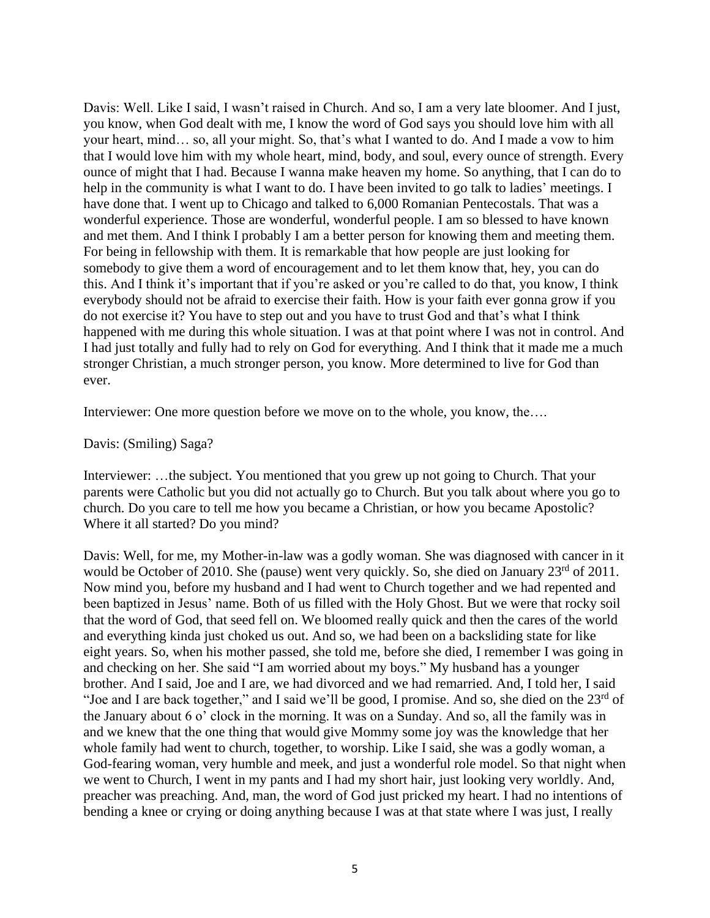Davis: Well. Like I said, I wasn't raised in Church. And so, I am a very late bloomer. And I just, you know, when God dealt with me, I know the word of God says you should love him with all your heart, mind… so, all your might. So, that's what I wanted to do. And I made a vow to him that I would love him with my whole heart, mind, body, and soul, every ounce of strength. Every ounce of might that I had. Because I wanna make heaven my home. So anything, that I can do to help in the community is what I want to do. I have been invited to go talk to ladies' meetings. I have done that. I went up to Chicago and talked to 6,000 Romanian Pentecostals. That was a wonderful experience. Those are wonderful, wonderful people. I am so blessed to have known and met them. And I think I probably I am a better person for knowing them and meeting them. For being in fellowship with them. It is remarkable that how people are just looking for somebody to give them a word of encouragement and to let them know that, hey, you can do this. And I think it's important that if you're asked or you're called to do that, you know, I think everybody should not be afraid to exercise their faith. How is your faith ever gonna grow if you do not exercise it? You have to step out and you have to trust God and that's what I think happened with me during this whole situation. I was at that point where I was not in control. And I had just totally and fully had to rely on God for everything. And I think that it made me a much stronger Christian, a much stronger person, you know. More determined to live for God than ever.

Interviewer: One more question before we move on to the whole, you know, the….

Davis: (Smiling) Saga?

Interviewer: …the subject. You mentioned that you grew up not going to Church. That your parents were Catholic but you did not actually go to Church. But you talk about where you go to church. Do you care to tell me how you became a Christian, or how you became Apostolic? Where it all started? Do you mind?

Davis: Well, for me, my Mother-in-law was a godly woman. She was diagnosed with cancer in it would be October of 2010. She (pause) went very quickly. So, she died on January 23rd of 2011. Now mind you, before my husband and I had went to Church together and we had repented and been baptized in Jesus' name. Both of us filled with the Holy Ghost. But we were that rocky soil that the word of God, that seed fell on. We bloomed really quick and then the cares of the world and everything kinda just choked us out. And so, we had been on a backsliding state for like eight years. So, when his mother passed, she told me, before she died, I remember I was going in and checking on her. She said "I am worried about my boys." My husband has a younger brother. And I said, Joe and I are, we had divorced and we had remarried. And, I told her, I said "Joe and I are back together," and I said we'll be good, I promise. And so, she died on the 23rd of the January about 6 o' clock in the morning. It was on a Sunday. And so, all the family was in and we knew that the one thing that would give Mommy some joy was the knowledge that her whole family had went to church, together, to worship. Like I said, she was a godly woman, a God-fearing woman, very humble and meek, and just a wonderful role model. So that night when we went to Church, I went in my pants and I had my short hair, just looking very worldly. And, preacher was preaching. And, man, the word of God just pricked my heart. I had no intentions of bending a knee or crying or doing anything because I was at that state where I was just, I really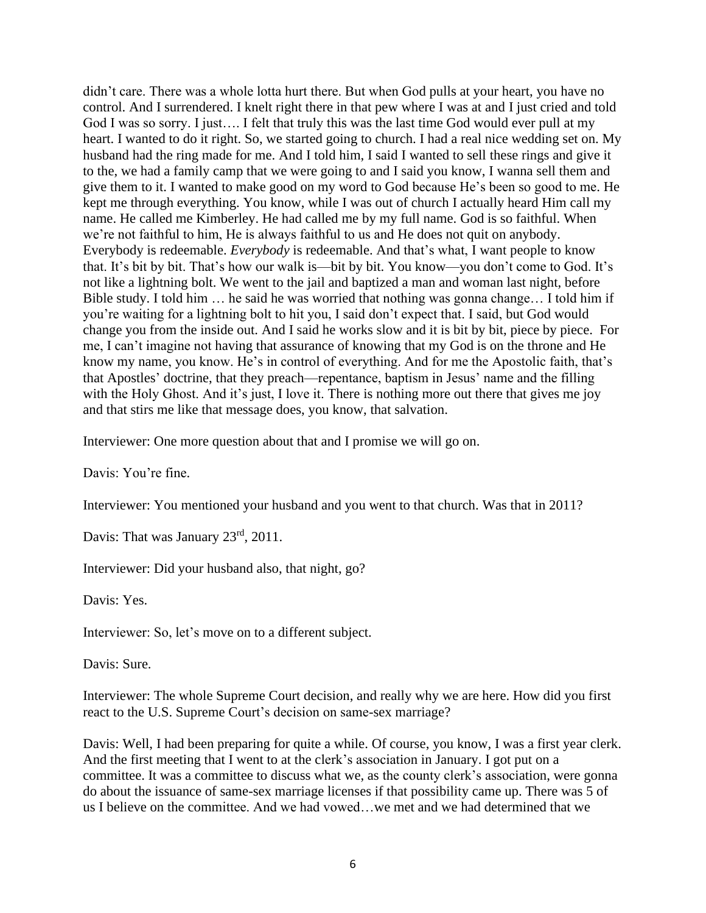didn't care. There was a whole lotta hurt there. But when God pulls at your heart, you have no control. And I surrendered. I knelt right there in that pew where I was at and I just cried and told God I was so sorry. I just…. I felt that truly this was the last time God would ever pull at my heart. I wanted to do it right. So, we started going to church. I had a real nice wedding set on. My husband had the ring made for me. And I told him, I said I wanted to sell these rings and give it to the, we had a family camp that we were going to and I said you know, I wanna sell them and give them to it. I wanted to make good on my word to God because He's been so good to me. He kept me through everything. You know, while I was out of church I actually heard Him call my name. He called me Kimberley. He had called me by my full name. God is so faithful. When we're not faithful to him, He is always faithful to us and He does not quit on anybody. Everybody is redeemable. *Everybody* is redeemable. And that's what, I want people to know that. It's bit by bit. That's how our walk is—bit by bit. You know—you don't come to God. It's not like a lightning bolt. We went to the jail and baptized a man and woman last night, before Bible study. I told him … he said he was worried that nothing was gonna change… I told him if you're waiting for a lightning bolt to hit you, I said don't expect that. I said, but God would change you from the inside out. And I said he works slow and it is bit by bit, piece by piece. For me, I can't imagine not having that assurance of knowing that my God is on the throne and He know my name, you know. He's in control of everything. And for me the Apostolic faith, that's that Apostles' doctrine, that they preach—repentance, baptism in Jesus' name and the filling with the Holy Ghost. And it's just, I love it. There is nothing more out there that gives me joy and that stirs me like that message does, you know, that salvation.

Interviewer: One more question about that and I promise we will go on.

Davis: You're fine.

Interviewer: You mentioned your husband and you went to that church. Was that in 2011?

Davis: That was January 23rd, 2011.

Interviewer: Did your husband also, that night, go?

Davis: Yes.

Interviewer: So, let's move on to a different subject.

Davis: Sure.

Interviewer: The whole Supreme Court decision, and really why we are here. How did you first react to the U.S. Supreme Court's decision on same-sex marriage?

Davis: Well, I had been preparing for quite a while. Of course, you know, I was a first year clerk. And the first meeting that I went to at the clerk's association in January. I got put on a committee. It was a committee to discuss what we, as the county clerk's association, were gonna do about the issuance of same-sex marriage licenses if that possibility came up. There was 5 of us I believe on the committee. And we had vowed…we met and we had determined that we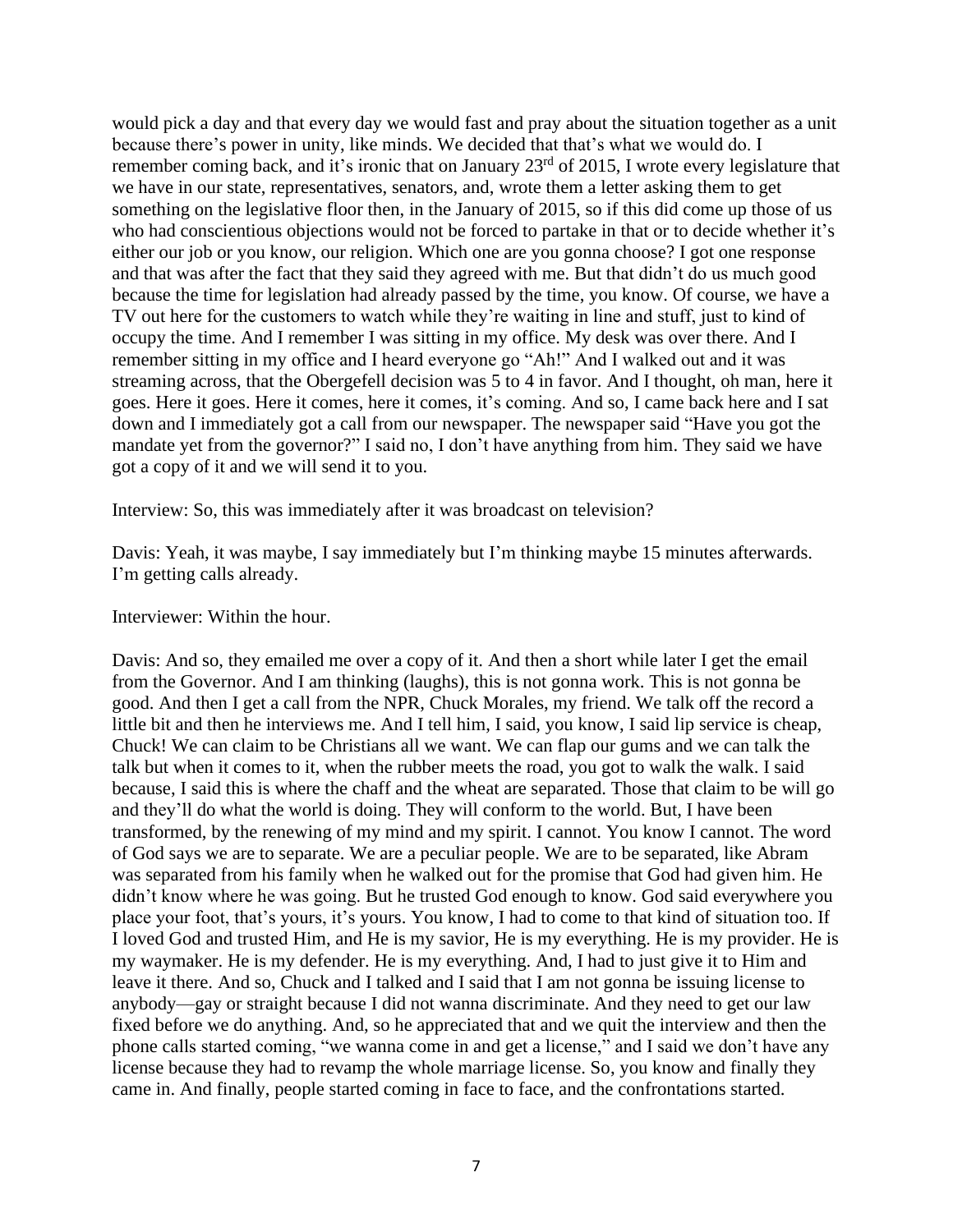would pick a day and that every day we would fast and pray about the situation together as a unit because there's power in unity, like minds. We decided that that's what we would do. I remember coming back, and it's ironic that on January 23rd of 2015, I wrote every legislature that we have in our state, representatives, senators, and, wrote them a letter asking them to get something on the legislative floor then, in the January of 2015, so if this did come up those of us who had conscientious objections would not be forced to partake in that or to decide whether it's either our job or you know, our religion. Which one are you gonna choose? I got one response and that was after the fact that they said they agreed with me. But that didn't do us much good because the time for legislation had already passed by the time, you know. Of course, we have a TV out here for the customers to watch while they're waiting in line and stuff, just to kind of occupy the time. And I remember I was sitting in my office. My desk was over there. And I remember sitting in my office and I heard everyone go "Ah!" And I walked out and it was streaming across, that the Obergefell decision was 5 to 4 in favor. And I thought, oh man, here it goes. Here it goes. Here it comes, here it comes, it's coming. And so, I came back here and I sat down and I immediately got a call from our newspaper. The newspaper said "Have you got the mandate yet from the governor?" I said no, I don't have anything from him. They said we have got a copy of it and we will send it to you.

Interview: So, this was immediately after it was broadcast on television?

Davis: Yeah, it was maybe, I say immediately but I'm thinking maybe 15 minutes afterwards. I'm getting calls already.

Interviewer: Within the hour.

Davis: And so, they emailed me over a copy of it. And then a short while later I get the email from the Governor. And I am thinking (laughs), this is not gonna work. This is not gonna be good. And then I get a call from the NPR, Chuck Morales, my friend. We talk off the record a little bit and then he interviews me. And I tell him, I said, you know, I said lip service is cheap, Chuck! We can claim to be Christians all we want. We can flap our gums and we can talk the talk but when it comes to it, when the rubber meets the road, you got to walk the walk. I said because, I said this is where the chaff and the wheat are separated. Those that claim to be will go and they'll do what the world is doing. They will conform to the world. But, I have been transformed, by the renewing of my mind and my spirit. I cannot. You know I cannot. The word of God says we are to separate. We are a peculiar people. We are to be separated, like Abram was separated from his family when he walked out for the promise that God had given him. He didn't know where he was going. But he trusted God enough to know. God said everywhere you place your foot, that's yours, it's yours. You know, I had to come to that kind of situation too. If I loved God and trusted Him, and He is my savior, He is my everything. He is my provider. He is my waymaker. He is my defender. He is my everything. And, I had to just give it to Him and leave it there. And so, Chuck and I talked and I said that I am not gonna be issuing license to anybody—gay or straight because I did not wanna discriminate. And they need to get our law fixed before we do anything. And, so he appreciated that and we quit the interview and then the phone calls started coming, "we wanna come in and get a license," and I said we don't have any license because they had to revamp the whole marriage license. So, you know and finally they came in. And finally, people started coming in face to face, and the confrontations started.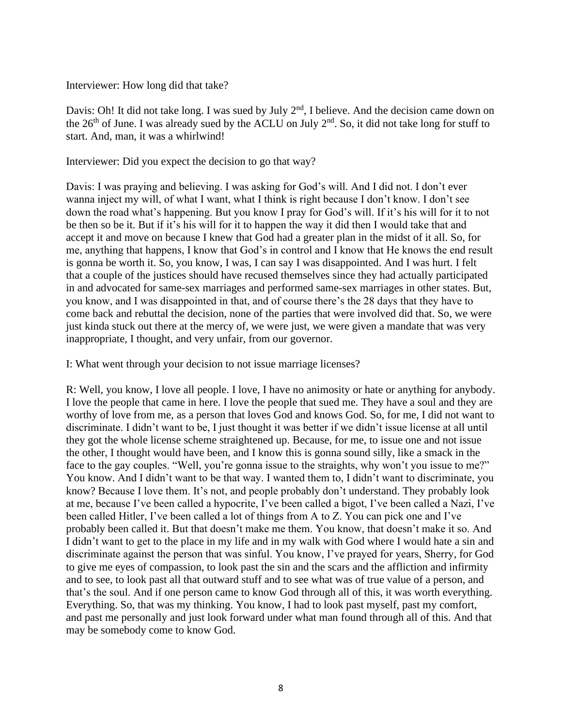Interviewer: How long did that take?

Davis: Oh! It did not take long. I was sued by July 2nd, I believe. And the decision came down on the 26th of June. I was already sued by the ACLU on July 2nd. So, it did not take long for stuff to start. And, man, it was a whirlwind!

Interviewer: Did you expect the decision to go that way?

Davis: I was praying and believing. I was asking for God's will. And I did not. I don't ever wanna inject my will, of what I want, what I think is right because I don't know. I don't see down the road what's happening. But you know I pray for God's will. If it's his will for it to not be then so be it. But if it's his will for it to happen the way it did then I would take that and accept it and move on because I knew that God had a greater plan in the midst of it all. So, for me, anything that happens, I know that God's in control and I know that He knows the end result is gonna be worth it. So, you know, I was, I can say I was disappointed. And I was hurt. I felt that a couple of the justices should have recused themselves since they had actually participated in and advocated for same-sex marriages and performed same-sex marriages in other states. But, you know, and I was disappointed in that, and of course there's the 28 days that they have to come back and rebuttal the decision, none of the parties that were involved did that. So, we were just kinda stuck out there at the mercy of, we were just, we were given a mandate that was very inappropriate, I thought, and very unfair, from our governor.

I: What went through your decision to not issue marriage licenses?

R: Well, you know, I love all people. I love, I have no animosity or hate or anything for anybody. I love the people that came in here. I love the people that sued me. They have a soul and they are worthy of love from me, as a person that loves God and knows God. So, for me, I did not want to discriminate. I didn't want to be, I just thought it was better if we didn't issue license at all until they got the whole license scheme straightened up. Because, for me, to issue one and not issue the other, I thought would have been, and I know this is gonna sound silly, like a smack in the face to the gay couples. "Well, you're gonna issue to the straights, why won't you issue to me?" You know. And I didn't want to be that way. I wanted them to, I didn't want to discriminate, you know? Because I love them. It's not, and people probably don't understand. They probably look at me, because I've been called a hypocrite, I've been called a bigot, I've been called a Nazi, I've been called Hitler, I've been called a lot of things from A to Z. You can pick one and I've probably been called it. But that doesn't make me them. You know, that doesn't make it so. And I didn't want to get to the place in my life and in my walk with God where I would hate a sin and discriminate against the person that was sinful. You know, I've prayed for years, Sherry, for God to give me eyes of compassion, to look past the sin and the scars and the affliction and infirmity and to see, to look past all that outward stuff and to see what was of true value of a person, and that's the soul. And if one person came to know God through all of this, it was worth everything. Everything. So, that was my thinking. You know, I had to look past myself, past my comfort, and past me personally and just look forward under what man found through all of this. And that may be somebody come to know God.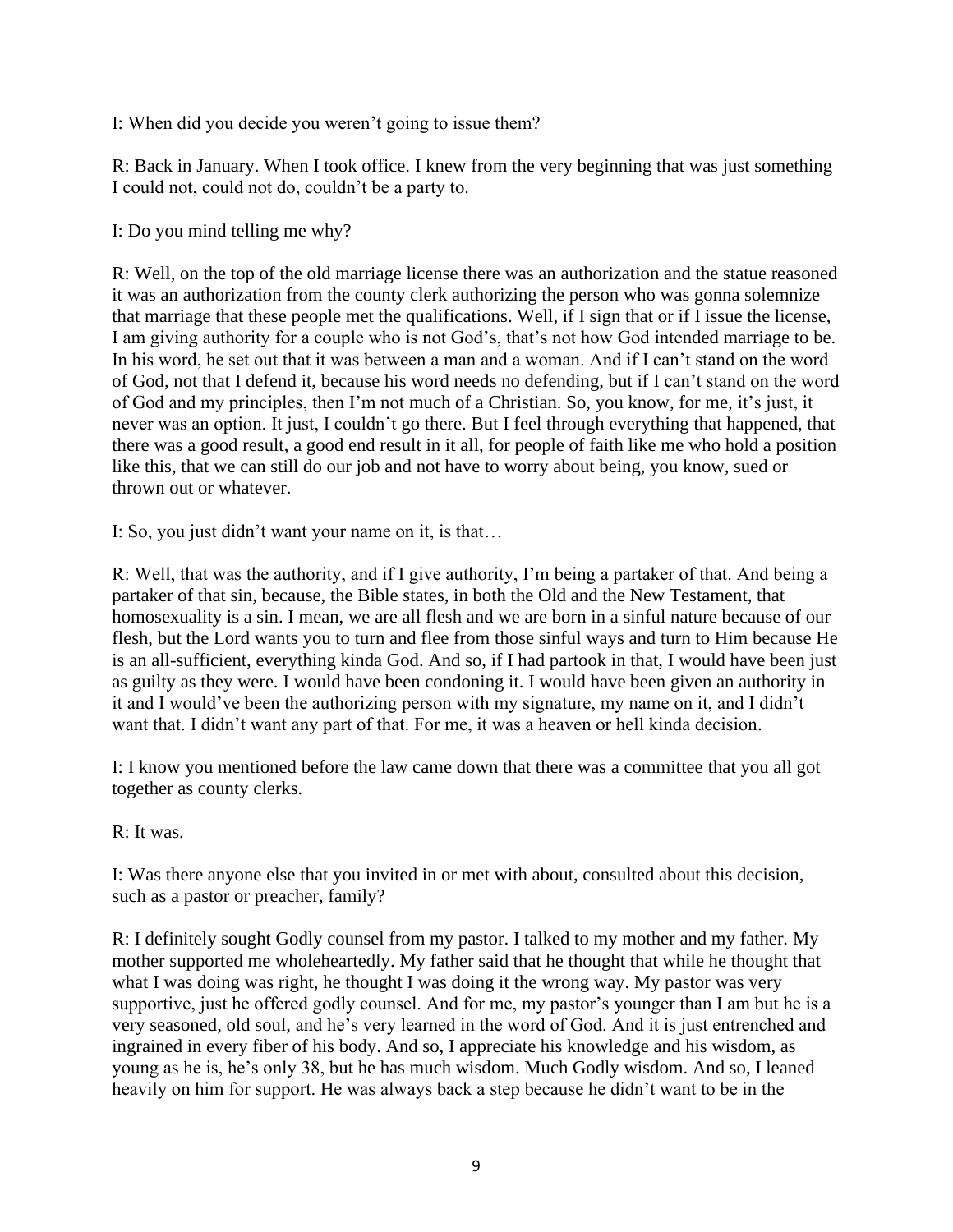I: When did you decide you weren't going to issue them?

R: Back in January. When I took office. I knew from the very beginning that was just something I could not, could not do, couldn't be a party to.

I: Do you mind telling me why?

R: Well, on the top of the old marriage license there was an authorization and the statue reasoned it was an authorization from the county clerk authorizing the person who was gonna solemnize that marriage that these people met the qualifications. Well, if I sign that or if I issue the license, I am giving authority for a couple who is not God's, that's not how God intended marriage to be. In his word, he set out that it was between a man and a woman. And if I can't stand on the word of God, not that I defend it, because his word needs no defending, but if I can't stand on the word of God and my principles, then I'm not much of a Christian. So, you know, for me, it's just, it never was an option. It just, I couldn't go there. But I feel through everything that happened, that there was a good result, a good end result in it all, for people of faith like me who hold a position like this, that we can still do our job and not have to worry about being, you know, sued or thrown out or whatever.

I: So, you just didn't want your name on it, is that…

R: Well, that was the authority, and if I give authority, I'm being a partaker of that. And being a partaker of that sin, because, the Bible states, in both the Old and the New Testament, that homosexuality is a sin. I mean, we are all flesh and we are born in a sinful nature because of our flesh, but the Lord wants you to turn and flee from those sinful ways and turn to Him because He is an all-sufficient, everything kinda God. And so, if I had partook in that, I would have been just as guilty as they were. I would have been condoning it. I would have been given an authority in it and I would've been the authorizing person with my signature, my name on it, and I didn't want that. I didn't want any part of that. For me, it was a heaven or hell kinda decision.

I: I know you mentioned before the law came down that there was a committee that you all got together as county clerks.

R: It was.

I: Was there anyone else that you invited in or met with about, consulted about this decision, such as a pastor or preacher, family?

R: I definitely sought Godly counsel from my pastor. I talked to my mother and my father. My mother supported me wholeheartedly. My father said that he thought that while he thought that what I was doing was right, he thought I was doing it the wrong way. My pastor was very supportive, just he offered godly counsel. And for me, my pastor's younger than I am but he is a very seasoned, old soul, and he's very learned in the word of God. And it is just entrenched and ingrained in every fiber of his body. And so, I appreciate his knowledge and his wisdom, as young as he is, he's only 38, but he has much wisdom. Much Godly wisdom. And so, I leaned heavily on him for support. He was always back a step because he didn't want to be in the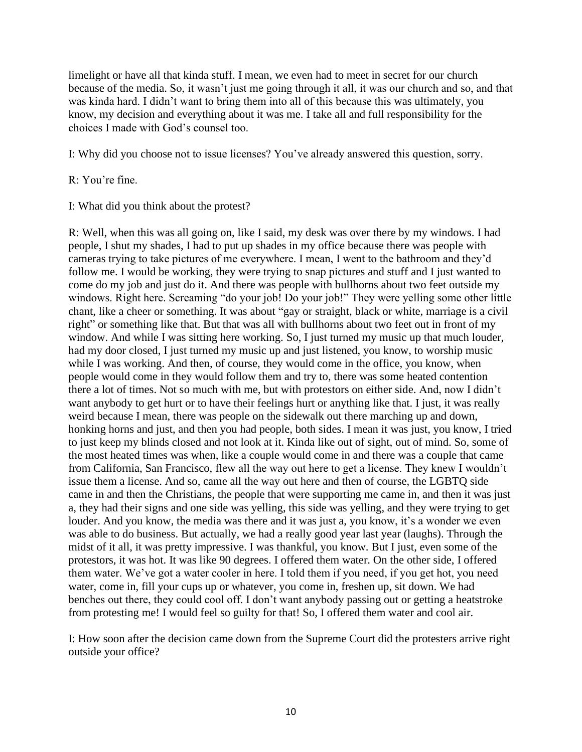limelight or have all that kinda stuff. I mean, we even had to meet in secret for our church because of the media. So, it wasn't just me going through it all, it was our church and so, and that was kinda hard. I didn't want to bring them into all of this because this was ultimately, you know, my decision and everything about it was me. I take all and full responsibility for the choices I made with God's counsel too.

I: Why did you choose not to issue licenses? You've already answered this question, sorry.

R: You're fine.

I: What did you think about the protest?

R: Well, when this was all going on, like I said, my desk was over there by my windows. I had people, I shut my shades, I had to put up shades in my office because there was people with cameras trying to take pictures of me everywhere. I mean, I went to the bathroom and they'd follow me. I would be working, they were trying to snap pictures and stuff and I just wanted to come do my job and just do it. And there was people with bullhorns about two feet outside my windows. Right here. Screaming "do your job! Do your job!" They were yelling some other little chant, like a cheer or something. It was about "gay or straight, black or white, marriage is a civil right" or something like that. But that was all with bullhorns about two feet out in front of my window. And while I was sitting here working. So, I just turned my music up that much louder, had my door closed, I just turned my music up and just listened, you know, to worship music while I was working. And then, of course, they would come in the office, you know, when people would come in they would follow them and try to, there was some heated contention there a lot of times. Not so much with me, but with protestors on either side. And, now I didn't want anybody to get hurt or to have their feelings hurt or anything like that. I just, it was really weird because I mean, there was people on the sidewalk out there marching up and down, honking horns and just, and then you had people, both sides. I mean it was just, you know, I tried to just keep my blinds closed and not look at it. Kinda like out of sight, out of mind. So, some of the most heated times was when, like a couple would come in and there was a couple that came from California, San Francisco, flew all the way out here to get a license. They knew I wouldn't issue them a license. And so, came all the way out here and then of course, the LGBTQ side came in and then the Christians, the people that were supporting me came in, and then it was just a, they had their signs and one side was yelling, this side was yelling, and they were trying to get louder. And you know, the media was there and it was just a, you know, it's a wonder we even was able to do business. But actually, we had a really good year last year (laughs). Through the midst of it all, it was pretty impressive. I was thankful, you know. But I just, even some of the protestors, it was hot. It was like 90 degrees. I offered them water. On the other side, I offered them water. We've got a water cooler in here. I told them if you need, if you get hot, you need water, come in, fill your cups up or whatever, you come in, freshen up, sit down. We had benches out there, they could cool off. I don't want anybody passing out or getting a heatstroke from protesting me! I would feel so guilty for that! So, I offered them water and cool air.

I: How soon after the decision came down from the Supreme Court did the protesters arrive right outside your office?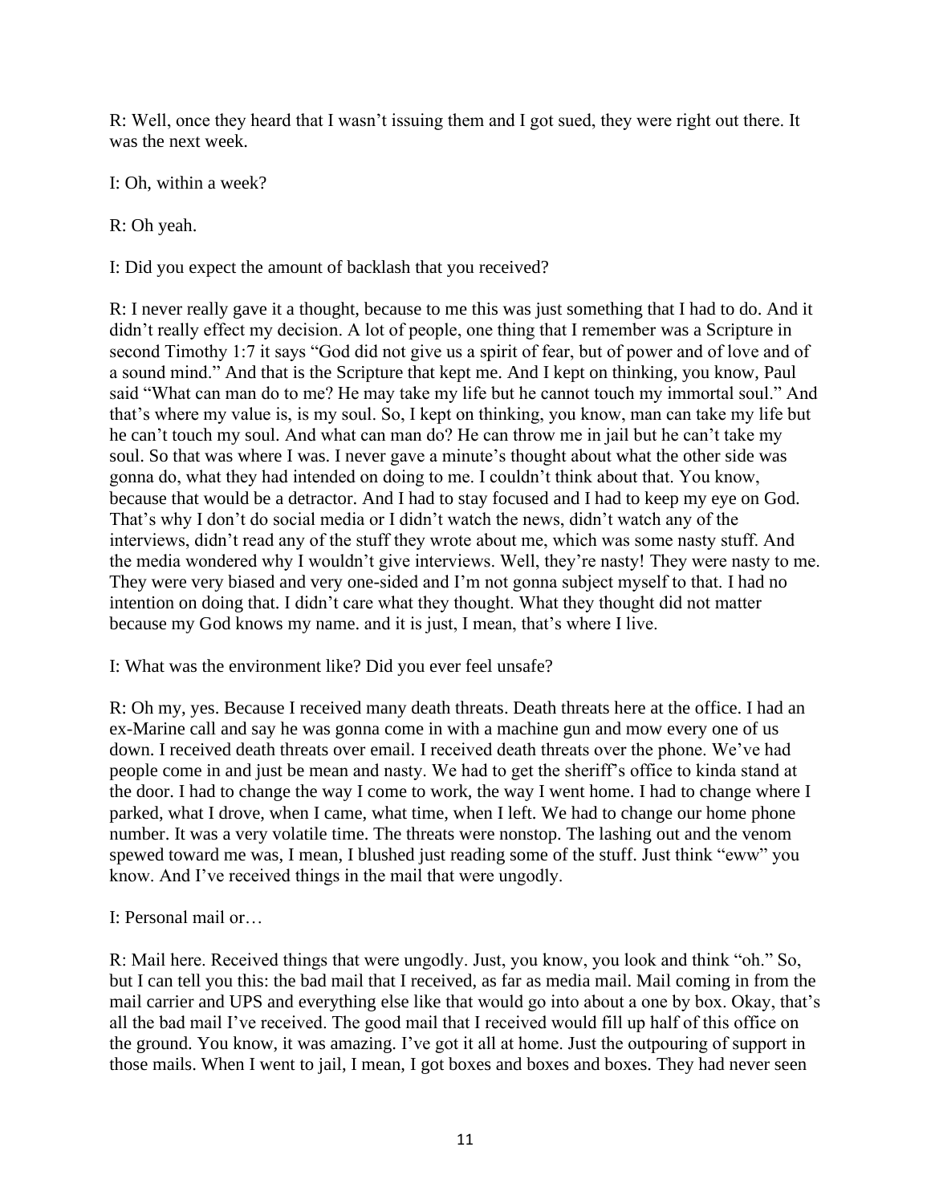R: Well, once they heard that I wasn't issuing them and I got sued, they were right out there. It was the next week.

I: Oh, within a week?

R: Oh yeah.

I: Did you expect the amount of backlash that you received?

R: I never really gave it a thought, because to me this was just something that I had to do. And it didn't really effect my decision. A lot of people, one thing that I remember was a Scripture in second Timothy 1:7 it says "God did not give us a spirit of fear, but of power and of love and of a sound mind." And that is the Scripture that kept me. And I kept on thinking, you know, Paul said "What can man do to me? He may take my life but he cannot touch my immortal soul." And that's where my value is, is my soul. So, I kept on thinking, you know, man can take my life but he can't touch my soul. And what can man do? He can throw me in jail but he can't take my soul. So that was where I was. I never gave a minute's thought about what the other side was gonna do, what they had intended on doing to me. I couldn't think about that. You know, because that would be a detractor. And I had to stay focused and I had to keep my eye on God. That's why I don't do social media or I didn't watch the news, didn't watch any of the interviews, didn't read any of the stuff they wrote about me, which was some nasty stuff. And the media wondered why I wouldn't give interviews. Well, they're nasty! They were nasty to me. They were very biased and very one-sided and I'm not gonna subject myself to that. I had no intention on doing that. I didn't care what they thought. What they thought did not matter because my God knows my name. and it is just, I mean, that's where I live.

I: What was the environment like? Did you ever feel unsafe?

R: Oh my, yes. Because I received many death threats. Death threats here at the office. I had an ex-Marine call and say he was gonna come in with a machine gun and mow every one of us down. I received death threats over email. I received death threats over the phone. We've had people come in and just be mean and nasty. We had to get the sheriff's office to kinda stand at the door. I had to change the way I come to work, the way I went home. I had to change where I parked, what I drove, when I came, what time, when I left. We had to change our home phone number. It was a very volatile time. The threats were nonstop. The lashing out and the venom spewed toward me was, I mean, I blushed just reading some of the stuff. Just think "eww" you know. And I've received things in the mail that were ungodly.

I: Personal mail or…

R: Mail here. Received things that were ungodly. Just, you know, you look and think "oh." So, but I can tell you this: the bad mail that I received, as far as media mail. Mail coming in from the mail carrier and UPS and everything else like that would go into about a one by box. Okay, that's all the bad mail I've received. The good mail that I received would fill up half of this office on the ground. You know, it was amazing. I've got it all at home. Just the outpouring of support in those mails. When I went to jail, I mean, I got boxes and boxes and boxes. They had never seen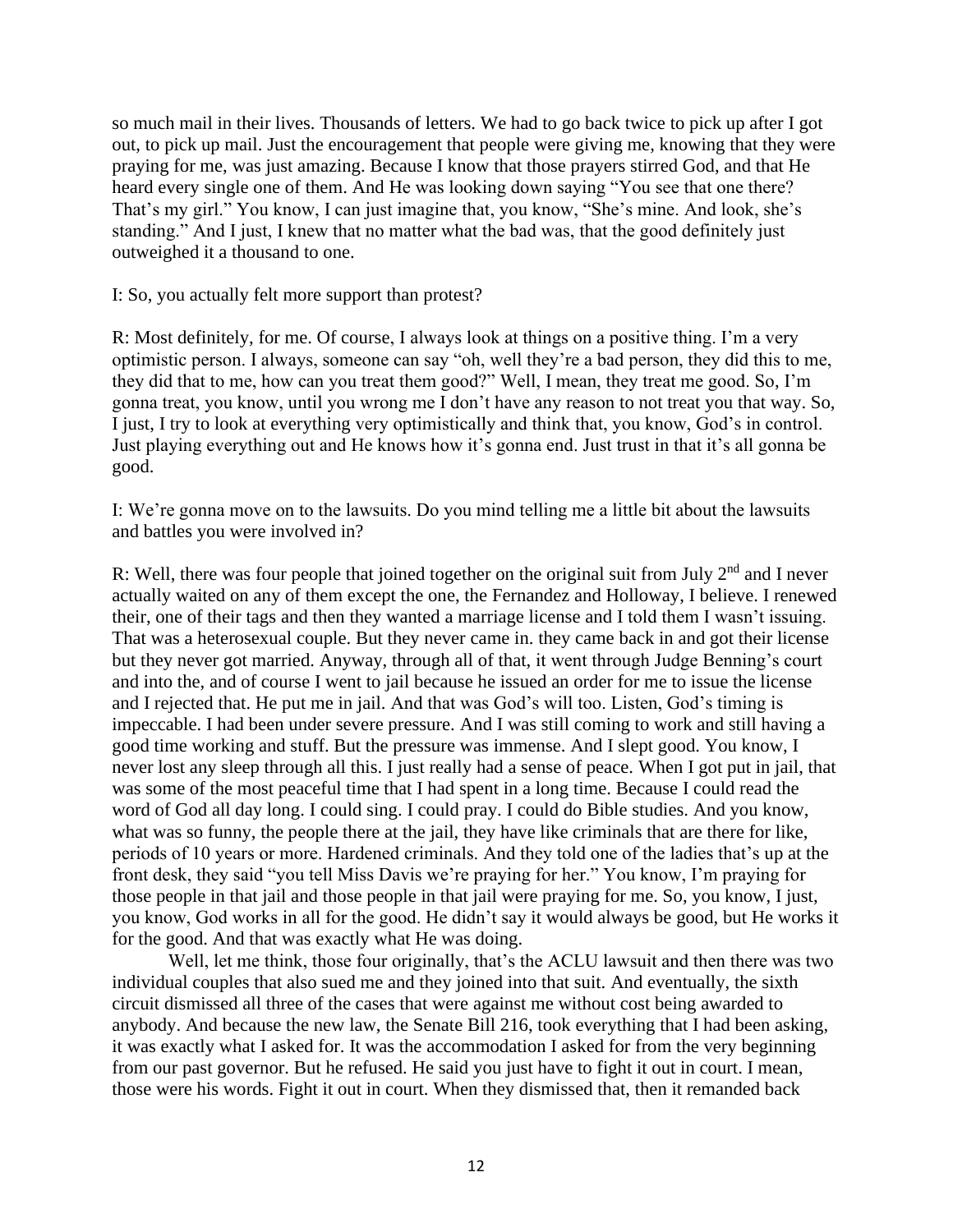so much mail in their lives. Thousands of letters. We had to go back twice to pick up after I got out, to pick up mail. Just the encouragement that people were giving me, knowing that they were praying for me, was just amazing. Because I know that those prayers stirred God, and that He heard every single one of them. And He was looking down saying "You see that one there? That's my girl." You know, I can just imagine that, you know, "She's mine. And look, she's standing." And I just, I knew that no matter what the bad was, that the good definitely just outweighed it a thousand to one.

I: So, you actually felt more support than protest?

R: Most definitely, for me. Of course, I always look at things on a positive thing. I'm a very optimistic person. I always, someone can say "oh, well they're a bad person, they did this to me, they did that to me, how can you treat them good?" Well, I mean, they treat me good. So, I'm gonna treat, you know, until you wrong me I don't have any reason to not treat you that way. So, I just, I try to look at everything very optimistically and think that, you know, God's in control. Just playing everything out and He knows how it's gonna end. Just trust in that it's all gonna be good.

I: We're gonna move on to the lawsuits. Do you mind telling me a little bit about the lawsuits and battles you were involved in?

R: Well, there was four people that joined together on the original suit from July 2nd and I never actually waited on any of them except the one, the Fernandez and Holloway, I believe. I renewed their, one of their tags and then they wanted a marriage license and I told them I wasn't issuing. That was a heterosexual couple. But they never came in. they came back in and got their license but they never got married. Anyway, through all of that, it went through Judge Benning's court and into the, and of course I went to jail because he issued an order for me to issue the license and I rejected that. He put me in jail. And that was God's will too. Listen, God's timing is impeccable. I had been under severe pressure. And I was still coming to work and still having a good time working and stuff. But the pressure was immense. And I slept good. You know, I never lost any sleep through all this. I just really had a sense of peace. When I got put in jail, that was some of the most peaceful time that I had spent in a long time. Because I could read the word of God all day long. I could sing. I could pray. I could do Bible studies. And you know, what was so funny, the people there at the jail, they have like criminals that are there for like, periods of 10 years or more. Hardened criminals. And they told one of the ladies that's up at the front desk, they said "you tell Miss Davis we're praying for her." You know, I'm praying for those people in that jail and those people in that jail were praying for me. So, you know, I just, you know, God works in all for the good. He didn't say it would always be good, but He works it for the good. And that was exactly what He was doing.

Well, let me think, those four originally, that's the ACLU lawsuit and then there was two individual couples that also sued me and they joined into that suit. And eventually, the sixth circuit dismissed all three of the cases that were against me without cost being awarded to anybody. And because the new law, the Senate Bill 216, took everything that I had been asking, it was exactly what I asked for. It was the accommodation I asked for from the very beginning from our past governor. But he refused. He said you just have to fight it out in court. I mean, those were his words. Fight it out in court. When they dismissed that, then it remanded back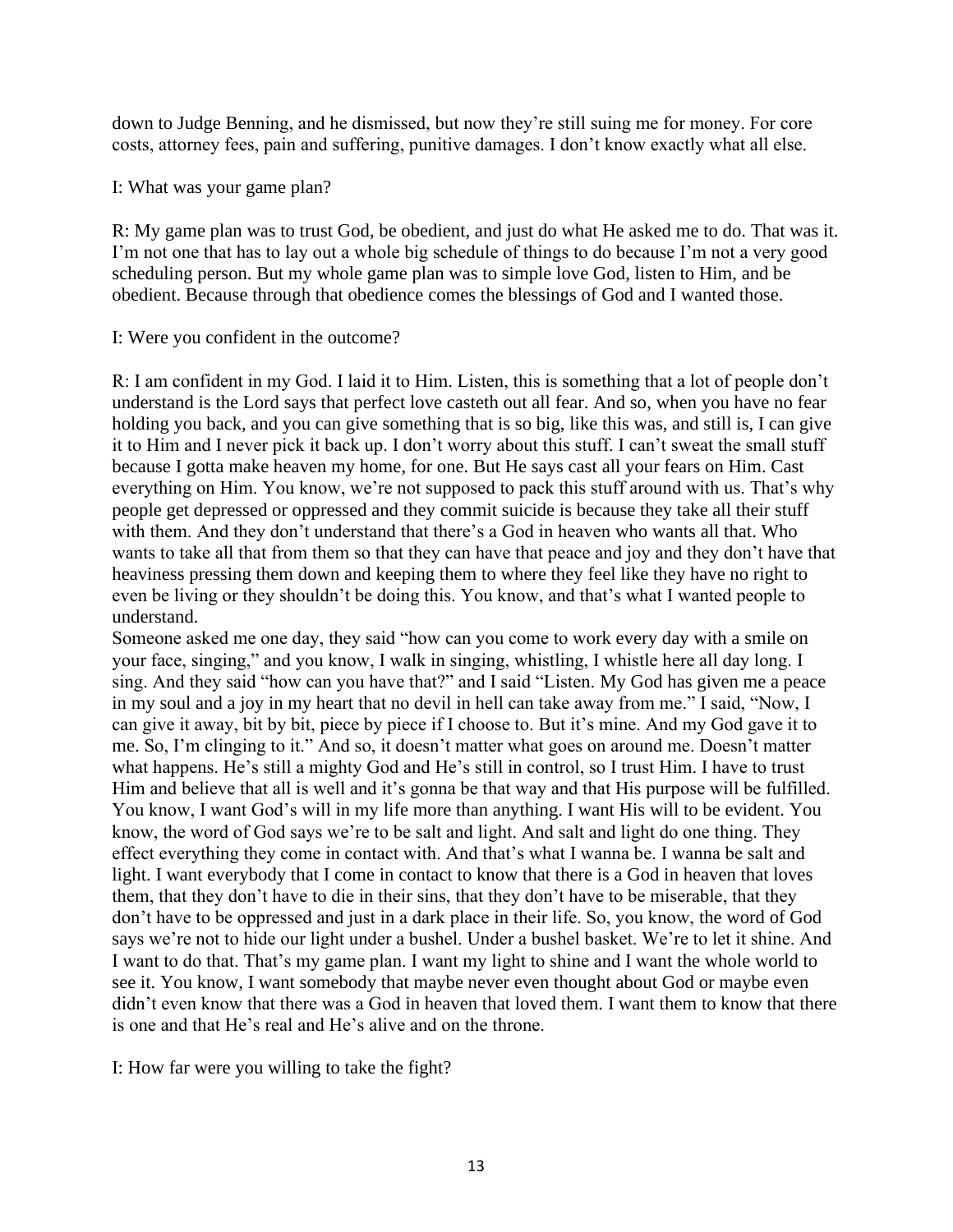down to Judge Benning, and he dismissed, but now they're still suing me for money. For core costs, attorney fees, pain and suffering, punitive damages. I don't know exactly what all else.

I: What was your game plan?

R: My game plan was to trust God, be obedient, and just do what He asked me to do. That was it. I'm not one that has to lay out a whole big schedule of things to do because I'm not a very good scheduling person. But my whole game plan was to simple love God, listen to Him, and be obedient. Because through that obedience comes the blessings of God and I wanted those.

I: Were you confident in the outcome?

R: I am confident in my God. I laid it to Him. Listen, this is something that a lot of people don't understand is the Lord says that perfect love casteth out all fear. And so, when you have no fear holding you back, and you can give something that is so big, like this was, and still is, I can give it to Him and I never pick it back up. I don't worry about this stuff. I can't sweat the small stuff because I gotta make heaven my home, for one. But He says cast all your fears on Him. Cast everything on Him. You know, we're not supposed to pack this stuff around with us. That's why people get depressed or oppressed and they commit suicide is because they take all their stuff with them. And they don't understand that there's a God in heaven who wants all that. Who wants to take all that from them so that they can have that peace and joy and they don't have that heaviness pressing them down and keeping them to where they feel like they have no right to even be living or they shouldn't be doing this. You know, and that's what I wanted people to understand.

Someone asked me one day, they said "how can you come to work every day with a smile on your face, singing," and you know, I walk in singing, whistling, I whistle here all day long. I sing. And they said "how can you have that?" and I said "Listen. My God has given me a peace in my soul and a joy in my heart that no devil in hell can take away from me." I said, "Now, I can give it away, bit by bit, piece by piece if I choose to. But it's mine. And my God gave it to me. So, I'm clinging to it." And so, it doesn't matter what goes on around me. Doesn't matter what happens. He's still a mighty God and He's still in control, so I trust Him. I have to trust Him and believe that all is well and it's gonna be that way and that His purpose will be fulfilled. You know, I want God's will in my life more than anything. I want His will to be evident. You know, the word of God says we're to be salt and light. And salt and light do one thing. They effect everything they come in contact with. And that's what I wanna be. I wanna be salt and light. I want everybody that I come in contact to know that there is a God in heaven that loves them, that they don't have to die in their sins, that they don't have to be miserable, that they don't have to be oppressed and just in a dark place in their life. So, you know, the word of God says we're not to hide our light under a bushel. Under a bushel basket. We're to let it shine. And I want to do that. That's my game plan. I want my light to shine and I want the whole world to see it. You know, I want somebody that maybe never even thought about God or maybe even didn't even know that there was a God in heaven that loved them. I want them to know that there is one and that He's real and He's alive and on the throne.

I: How far were you willing to take the fight?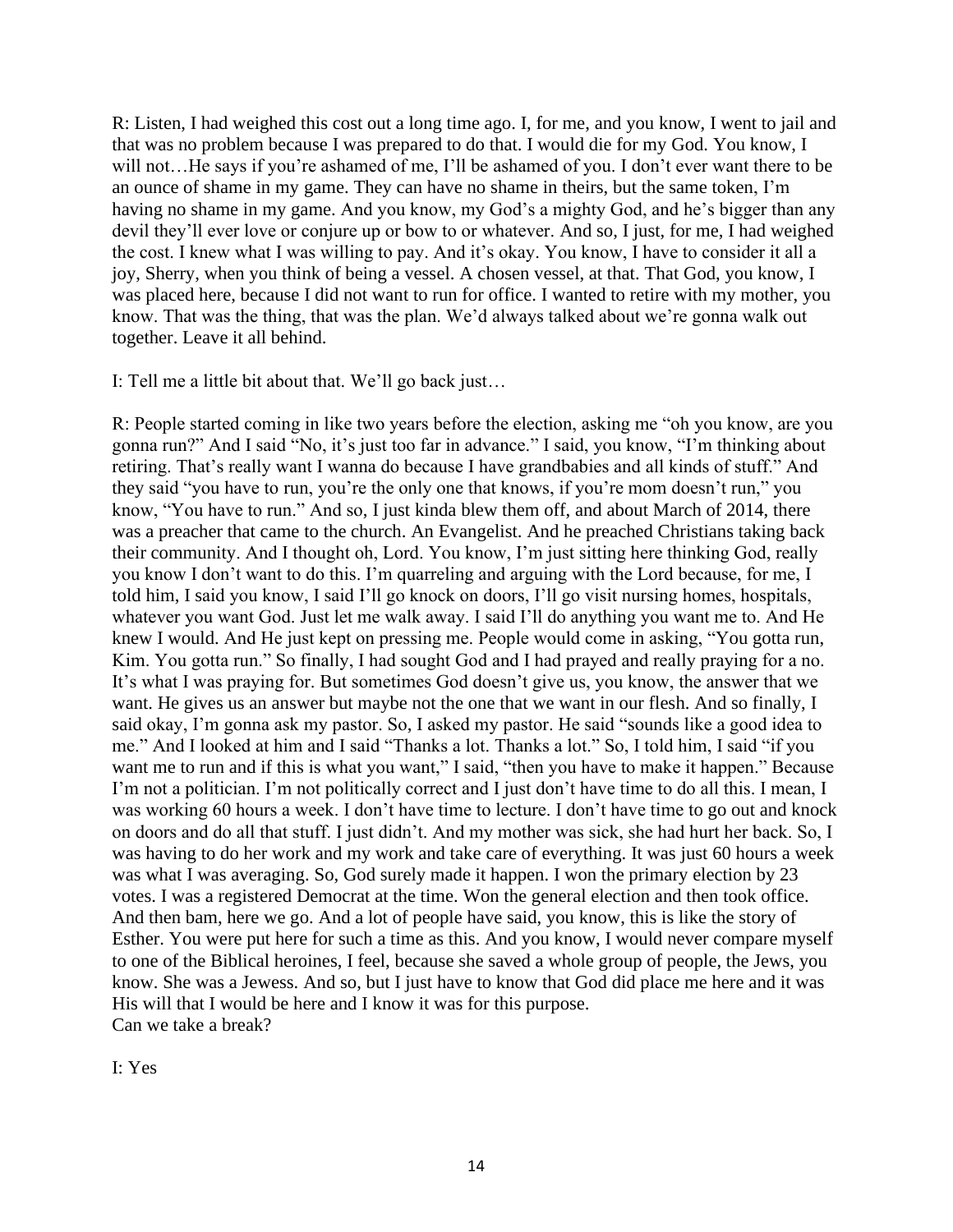R: Listen, I had weighed this cost out a long time ago. I, for me, and you know, I went to jail and that was no problem because I was prepared to do that. I would die for my God. You know, I will not…He says if you're ashamed of me, I'll be ashamed of you. I don't ever want there to be an ounce of shame in my game. They can have no shame in theirs, but the same token, I'm having no shame in my game. And you know, my God's a mighty God, and he's bigger than any devil they'll ever love or conjure up or bow to or whatever. And so, I just, for me, I had weighed the cost. I knew what I was willing to pay. And it's okay. You know, I have to consider it all a joy, Sherry, when you think of being a vessel. A chosen vessel, at that. That God, you know, I was placed here, because I did not want to run for office. I wanted to retire with my mother, you know. That was the thing, that was the plan. We'd always talked about we're gonna walk out together. Leave it all behind.

I: Tell me a little bit about that. We'll go back just…

R: People started coming in like two years before the election, asking me "oh you know, are you gonna run?" And I said "No, it's just too far in advance." I said, you know, "I'm thinking about retiring. That's really want I wanna do because I have grandbabies and all kinds of stuff." And they said "you have to run, you're the only one that knows, if you're mom doesn't run," you know, "You have to run." And so, I just kinda blew them off, and about March of 2014, there was a preacher that came to the church. An Evangelist. And he preached Christians taking back their community. And I thought oh, Lord. You know, I'm just sitting here thinking God, really you know I don't want to do this. I'm quarreling and arguing with the Lord because, for me, I told him, I said you know, I said I'll go knock on doors, I'll go visit nursing homes, hospitals, whatever you want God. Just let me walk away. I said I'll do anything you want me to. And He knew I would. And He just kept on pressing me. People would come in asking, "You gotta run, Kim. You gotta run." So finally, I had sought God and I had prayed and really praying for a no. It's what I was praying for. But sometimes God doesn't give us, you know, the answer that we want. He gives us an answer but maybe not the one that we want in our flesh. And so finally, I said okay, I'm gonna ask my pastor. So, I asked my pastor. He said "sounds like a good idea to me." And I looked at him and I said "Thanks a lot. Thanks a lot." So, I told him, I said "if you want me to run and if this is what you want," I said, "then you have to make it happen." Because I'm not a politician. I'm not politically correct and I just don't have time to do all this. I mean, I was working 60 hours a week. I don't have time to lecture. I don't have time to go out and knock on doors and do all that stuff. I just didn't. And my mother was sick, she had hurt her back. So, I was having to do her work and my work and take care of everything. It was just 60 hours a week was what I was averaging. So, God surely made it happen. I won the primary election by 23 votes. I was a registered Democrat at the time. Won the general election and then took office. And then bam, here we go. And a lot of people have said, you know, this is like the story of Esther. You were put here for such a time as this. And you know, I would never compare myself to one of the Biblical heroines, I feel, because she saved a whole group of people, the Jews, you know. She was a Jewess. And so, but I just have to know that God did place me here and it was His will that I would be here and I know it was for this purpose.
Can we take a break?

I: Yes